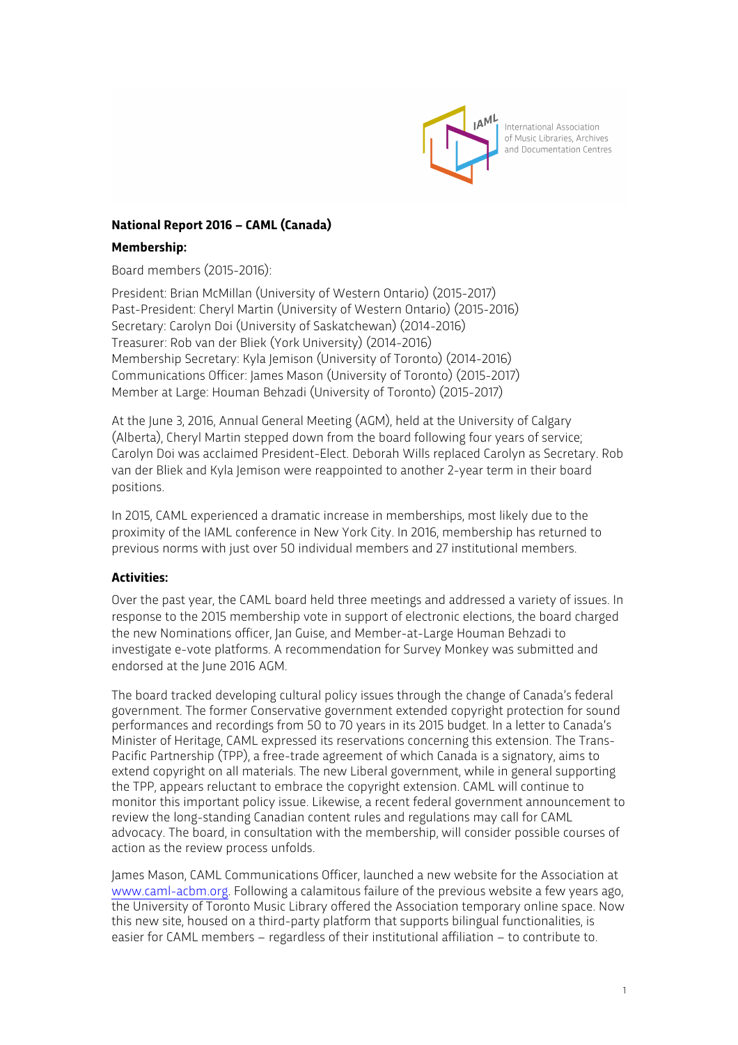International Association of Music Libraries, Archives and Documentation Centres

**National Report 2016 – CAML (Canada)**

**Membership:**

Board members (2015-2016):

President: Brian McMillan (University of Western Ontario) (2015-2017)
Past-President: Cheryl Martin (University of Western Ontario) (2015-2016)
Secretary: Carolyn Doi (University of Saskatchewan) (2014-2016)
Treasurer: Rob van der Bliek (York University) (2014-2016)
Membership Secretary: Kyla Jemison (University of Toronto) (2014-2016)
Communications Officer: James Mason (University of Toronto) (2015-2017)
Member at Large: Houman Behzadi (University of Toronto) (2015-2017)

At the June 3, 2016, Annual General Meeting (AGM), held at the University of Calgary (Alberta), Cheryl Martin stepped down from the board following four years of service; Carolyn Doi was acclaimed President-Elect. Deborah Wills replaced Carolyn as Secretary. Rob van der Bliek and Kyla Jemison were reappointed to another 2-year term in their board positions.

In 2015, CAML experienced a dramatic increase in memberships, most likely due to the proximity of the IAML conference in New York City. In 2016, membership has returned to previous norms with just over 50 individual members and 27 institutional members.

**Activities:**

Over the past year, the CAML board held three meetings and addressed a variety of issues. In response to the 2015 membership vote in support of electronic elections, the board charged the new Nominations officer, Jan Guise, and Member-at-Large Houman Behzadi to investigate e-vote platforms. A recommendation for Survey Monkey was submitted and endorsed at the June 2016 AGM.

The board tracked developing cultural policy issues through the change of Canada's federal government. The former Conservative government extended copyright protection for sound performances and recordings from 50 to 70 years in its 2015 budget. In a letter to Canada's Minister of Heritage, CAML expressed its reservations concerning this extension. The Trans-Pacific Partnership (TPP), a free-trade agreement of which Canada is a signatory, aims to extend copyright on all materials. The new Liberal government, while in general supporting the TPP, appears reluctant to embrace the copyright extension. CAML will continue to monitor this important policy issue. Likewise, a recent federal government announcement to review the long-standing Canadian content rules and regulations may call for CAML advocacy. The board, in consultation with the membership, will consider possible courses of action as the review process unfolds.

James Mason, CAML Communications Officer, launched a new website for the Association at www.caml-acbm.org. Following a calamitous failure of the previous website a few years ago, the University of Toronto Music Library offered the Association temporary online space. Now this new site, housed on a third-party platform that supports bilingual functionalities, is easier for CAML members – regardless of their institutional affiliation – to contribute to.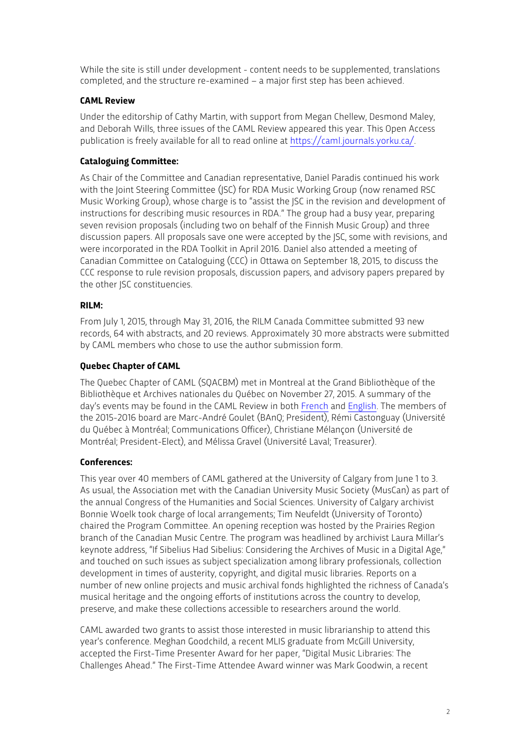While the site is still under development - content needs to be supplemented, translations completed, and the structure re-examined – a major first step has been achieved.

**CAML Review**

Under the editorship of Cathy Martin, with support from Megan Chellew, Desmond Maley, and Deborah Wills, three issues of the CAML Review appeared this year. This Open Access publication is freely available for all to read online at https://caml.journals.yorku.ca/.

**Cataloguing Committee:**

As Chair of the Committee and Canadian representative, Daniel Paradis continued his work with the Joint Steering Committee (JSC) for RDA Music Working Group (now renamed RSC Music Working Group), whose charge is to "assist the JSC in the revision and development of instructions for describing music resources in RDA." The group had a busy year, preparing seven revision proposals (including two on behalf of the Finnish Music Group) and three discussion papers. All proposals save one were accepted by the JSC, some with revisions, and were incorporated in the RDA Toolkit in April 2016. Daniel also attended a meeting of Canadian Committee on Cataloguing (CCC) in Ottawa on September 18, 2015, to discuss the CCC response to rule revision proposals, discussion papers, and advisory papers prepared by the other JSC constituencies.

**RILM:**

From July 1, 2015, through May 31, 2016, the RILM Canada Committee submitted 93 new records, 64 with abstracts, and 20 reviews. Approximately 30 more abstracts were submitted by CAML members who chose to use the author submission form.

**Quebec Chapter of CAML**

The Quebec Chapter of CAML (SQACBM) met in Montreal at the Grand Bibliothèque of the Bibliothèque et Archives nationales du Québec on November 27, 2015. A summary of the day's events may be found in the CAML Review in both French and English. The members of the 2015-2016 board are Marc-André Goulet (BAnQ; President), Rémi Castonguay (Université du Québec à Montréal; Communications Officer), Christiane Mélançon (Université de Montréal; President-Elect), and Mélissa Gravel (Université Laval; Treasurer).

**Conferences:**

This year over 40 members of CAML gathered at the University of Calgary from June 1 to 3. As usual, the Association met with the Canadian University Music Society (MusCan) as part of the annual Congress of the Humanities and Social Sciences. University of Calgary archivist Bonnie Woelk took charge of local arrangements; Tim Neufeldt (University of Toronto) chaired the Program Committee. An opening reception was hosted by the Prairies Region branch of the Canadian Music Centre. The program was headlined by archivist Laura Millar's keynote address, "If Sibelius Had Sibelius: Considering the Archives of Music in a Digital Age," and touched on such issues as subject specialization among library professionals, collection development in times of austerity, copyright, and digital music libraries. Reports on a number of new online projects and music archival fonds highlighted the richness of Canada's musical heritage and the ongoing efforts of institutions across the country to develop, preserve, and make these collections accessible to researchers around the world.

CAML awarded two grants to assist those interested in music librarianship to attend this year's conference. Meghan Goodchild, a recent MLIS graduate from McGill University, accepted the First-Time Presenter Award for her paper, "Digital Music Libraries: The Challenges Ahead." The First-Time Attendee Award winner was Mark Goodwin, a recent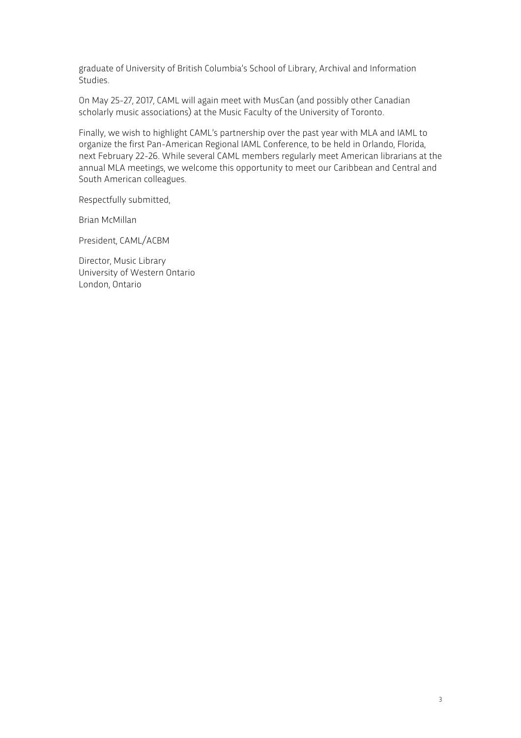graduate of University of British Columbia's School of Library, Archival and Information Studies.

On May 25-27, 2017, CAML will again meet with MusCan (and possibly other Canadian scholarly music associations) at the Music Faculty of the University of Toronto.

Finally, we wish to highlight CAML's partnership over the past year with MLA and IAML to organize the first Pan-American Regional IAML Conference, to be held in Orlando, Florida, next February 22-26. While several CAML members regularly meet American librarians at the annual MLA meetings, we welcome this opportunity to meet our Caribbean and Central and South American colleagues.

Respectfully submitted,

Brian McMillan

President, CAML/ACBM

Director, Music Library
University of Western Ontario
London, Ontario